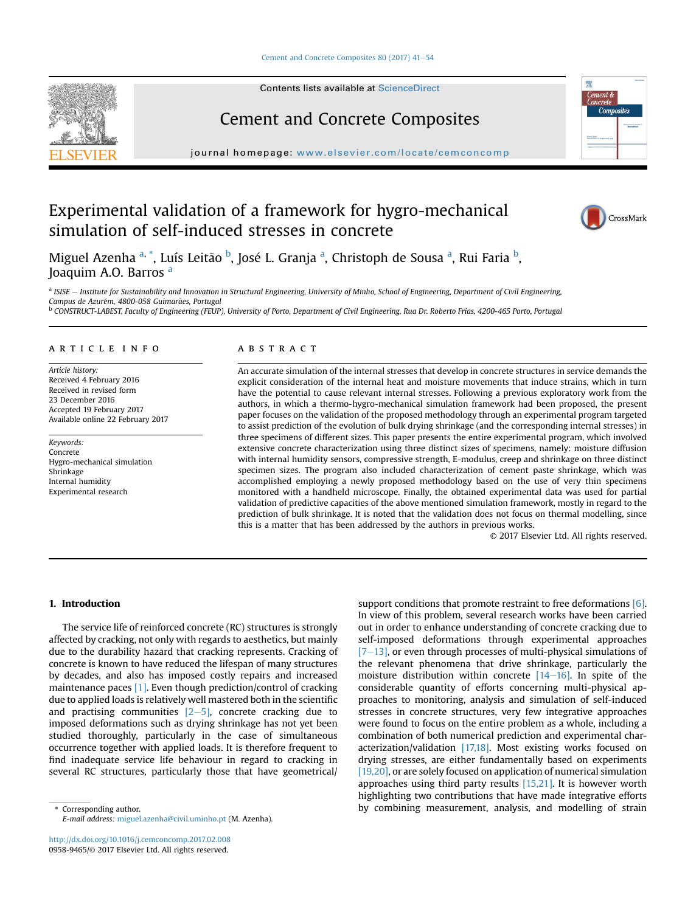# Experimental validation of a framework for hygro-mechanical simulation of self-induced stresses in concrete

Miguel Azenha [a,*], Luís Leitão [b], José L. Granja [a], Christoph de Sousa [a], Rui Faria [b], Joaquim A.O. Barros [a]

[a] ISISE – Institute for Sustainability and Innovation in Structural Engineering, University of Minho, School of Engineering, Department of Civil Engineering, Campus de Azurém, 4800-058 Guimarães, Portugal

[b] CONSTRUCT-LABEST, Faculty of Engineering (FEUP), University of Porto, Department of Civil Engineering, Rua Dr. Roberto Frias, 4200-465 Porto, Portugal

## ARTICLE INFO

*Article history:*
Received 4 February 2016
Received in revised form 23 December 2016
Accepted 19 February 2017
Available online 22 February 2017

*Keywords:*
Concrete
Hygro-mechanical simulation
Shrinkage
Internal humidity
Experimental research

## ABSTRACT

An accurate simulation of the internal stresses that develop in concrete structures in service demands the explicit consideration of the internal heat and moisture movements that induce strains, which in turn have the potential to cause relevant internal stresses. Following a previous exploratory work from the authors, in which a thermo-hygro-mechanical simulation framework had been proposed, the present paper focuses on the validation of the proposed methodology through an experimental program targeted to assist prediction of the evolution of bulk drying shrinkage (and the corresponding internal stresses) in three specimens of different sizes. This paper presents the entire experimental program, which involved extensive concrete characterization using three distinct sizes of specimens, namely: moisture diffusion with internal humidity sensors, compressive strength, E-modulus, creep and shrinkage on three distinct specimen sizes. The program also included characterization of cement paste shrinkage, which was accomplished employing a newly proposed methodology based on the use of very thin specimens monitored with a handheld microscope. Finally, the obtained experimental data was used for partial validation of predictive capacities of the above mentioned simulation framework, mostly in regard to the prediction of bulk shrinkage. It is noted that the validation does not focus on thermal modelling, since this is a matter that has been addressed by the authors in previous works.

© 2017 Elsevier Ltd. All rights reserved.

## 1. Introduction

The service life of reinforced concrete (RC) structures is strongly affected by cracking, not only with regards to aesthetics, but mainly due to the durability hazard that cracking represents. Cracking of concrete is known to have reduced the lifespan of many structures by decades, and also has imposed costly repairs and increased maintenance paces [1]. Even though prediction/control of cracking due to applied loads is relatively well mastered both in the scientific and practising communities [2–5], concrete cracking due to imposed deformations such as drying shrinkage has not yet been studied thoroughly, particularly in the case of simultaneous occurrence together with applied loads. It is therefore frequent to find inadequate service life behaviour in regard to cracking in several RC structures, particularly those that have geometrical/support conditions that promote restraint to free deformations [6]. In view of this problem, several research works have been carried out in order to enhance understanding of concrete cracking due to self-imposed deformations through experimental approaches [7–13], or even through processes of multi-physical simulations of the relevant phenomena that drive shrinkage, particularly the moisture distribution within concrete [14–16]. In spite of the considerable quantity of efforts concerning multi-physical approaches to monitoring, analysis and simulation of self-induced stresses in concrete structures, very few integrative approaches were found to focus on the entire problem as a whole, including a combination of both numerical prediction and experimental characterization/validation [17,18]. Most existing works focused on drying stresses, are either fundamentally based on experiments [19,20], or are solely focused on application of numerical simulation approaches using third party results [15,21]. It is however worth highlighting two contributions that have made integrative efforts by combining measurement, analysis, and modelling of strain

\* Corresponding author.
*E-mail address:* miguel.azenha@civil.uminho.pt (M. Azenha).

http://dx.doi.org/10.1016/j.cemconcomp.2017.02.008
0958-9465/© 2017 Elsevier Ltd. All rights reserved.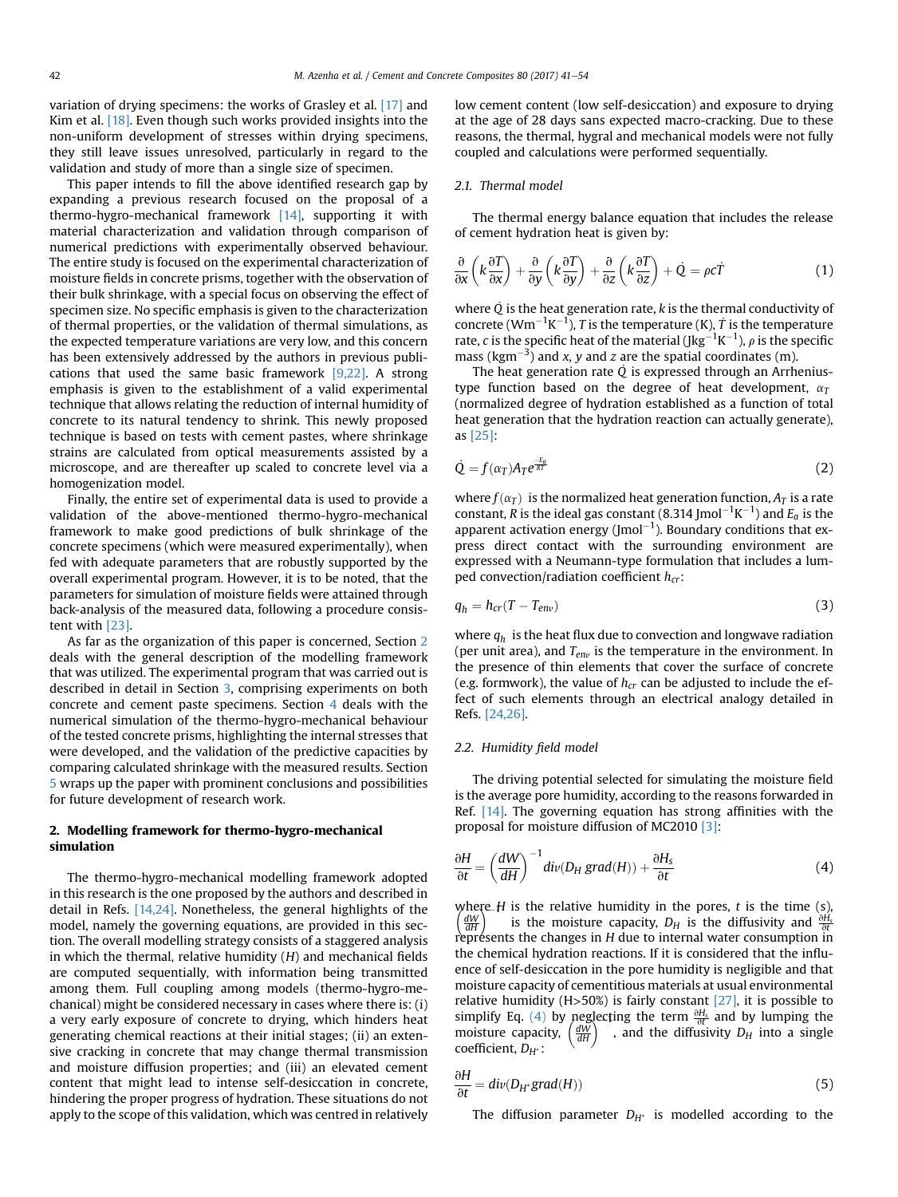variation of drying specimens: the works of Grasley et al. [17] and Kim et al. [18]. Even though such works provided insights into the non-uniform development of stresses within drying specimens, they still leave issues unresolved, particularly in regard to the validation and study of more than a single size of specimen.

This paper intends to fill the above identified research gap by expanding a previous research focused on the proposal of a thermo-hygro-mechanical framework [14], supporting it with material characterization and validation through comparison of numerical predictions with experimentally observed behaviour. The entire study is focused on the experimental characterization of moisture fields in concrete prisms, together with the observation of their bulk shrinkage, with a special focus on observing the effect of specimen size. No specific emphasis is given to the characterization of thermal properties, or the validation of thermal simulations, as the expected temperature variations are very low, and this concern has been extensively addressed by the authors in previous publications that used the same basic framework [9,22]. A strong emphasis is given to the establishment of a valid experimental technique that allows relating the reduction of internal humidity of concrete to its natural tendency to shrink. This newly proposed technique is based on tests with cement pastes, where shrinkage strains are calculated from optical measurements assisted by a microscope, and are thereafter up scaled to concrete level via a homogenization model.

Finally, the entire set of experimental data is used to provide a validation of the above-mentioned thermo-hygro-mechanical framework to make good predictions of bulk shrinkage of the concrete specimens (which were measured experimentally), when fed with adequate parameters that are robustly supported by the overall experimental program. However, it is to be noted, that the parameters for simulation of moisture fields were attained through back-analysis of the measured data, following a procedure consistent with [23].

As far as the organization of this paper is concerned, Section 2 deals with the general description of the modelling framework that was utilized. The experimental program that was carried out is described in detail in Section 3, comprising experiments on both concrete and cement paste specimens. Section 4 deals with the numerical simulation of the thermo-hygro-mechanical behaviour of the tested concrete prisms, highlighting the internal stresses that were developed, and the validation of the predictive capacities by comparing calculated shrinkage with the measured results. Section 5 wraps up the paper with prominent conclusions and possibilities for future development of research work.

## 2. Modelling framework for thermo-hygro-mechanical simulation

The thermo-hygro-mechanical modelling framework adopted in this research is the one proposed by the authors and described in detail in Refs. [14,24]. Nonetheless, the general highlights of the model, namely the governing equations, are provided in this section. The overall modelling strategy consists of a staggered analysis in which the thermal, relative humidity ($H$) and mechanical fields are computed sequentially, with information being transmitted among them. Full coupling among models (thermo-hygro-mechanical) might be considered necessary in cases where there is: (i) a very early exposure of concrete to drying, which hinders heat generating chemical reactions at their initial stages; (ii) an extensive cracking in concrete that may change thermal transmission and moisture diffusion properties; and (iii) an elevated cement content that might lead to intense self-desiccation in concrete, hindering the proper progress of hydration. These situations do not apply to the scope of this validation, which was centred in relatively low cement content (low self-desiccation) and exposure to drying at the age of 28 days sans expected macro-cracking. Due to these reasons, the thermal, hygral and mechanical models were not fully coupled and calculations were performed sequentially.

### 2.1. Thermal model

The thermal energy balance equation that includes the release of cement hydration heat is given by:

$$\frac{\partial}{\partial x}\left(k\frac{\partial T}{\partial x}\right)+\frac{\partial}{\partial y}\left(k\frac{\partial T}{\partial y}\right)+\frac{\partial}{\partial z}\left(k\frac{\partial T}{\partial z}\right)+\dot{Q}=\rho c\dot{T} \tag{1}$$

where $\dot{Q}$ is the heat generation rate, $k$ is the thermal conductivity of concrete ($\mathrm{Wm^{-1}K^{-1}}$), $T$ is the temperature (K), $\dot{T}$ is the temperature rate, $c$ is the specific heat of the material ($\mathrm{Jkg^{-1}K^{-1}}$), $\rho$ is the specific mass ($\mathrm{kgm^{-3}}$) and $x$, $y$ and $z$ are the spatial coordinates (m).

The heat generation rate $\dot{Q}$ is expressed through an Arrhenius-type function based on the degree of heat development, $\alpha_T$ (normalized degree of hydration established as a function of total heat generation that the hydration reaction can actually generate), as [25]:

$$\dot{Q}=f(\alpha_T)A_Te^{\frac{-E_a}{RT}} \tag{2}$$

where $f(\alpha_T)$ is the normalized heat generation function, $A_T$ is a rate constant, $R$ is the ideal gas constant (8.314 $\mathrm{Jmol^{-1}K^{-1}}$) and $E_a$ is the apparent activation energy ($\mathrm{Jmol^{-1}}$). Boundary conditions that express direct contact with the surrounding environment are expressed with a Neumann-type formulation that includes a lumped convection/radiation coefficient $h_{cr}$:

$$q_h=h_{cr}(T-T_{env}) \tag{3}$$

where $q_h$ is the heat flux due to convection and longwave radiation (per unit area), and $T_{env}$ is the temperature in the environment. In the presence of thin elements that cover the surface of concrete (e.g. formwork), the value of $h_{cr}$ can be adjusted to include the effect of such elements through an electrical analogy detailed in Refs. [24,26].

### 2.2. Humidity field model

The driving potential selected for simulating the moisture field is the average pore humidity, according to the reasons forwarded in Ref. [14]. The governing equation has strong affinities with the proposal for moisture diffusion of MC2010 [3]:

$$\frac{\partial H}{\partial t}=\left(\frac{dW}{dH}\right)^{-1}div(D_H\,grad(H))+\frac{\partial H_s}{\partial t} \tag{4}$$

where $H$ is the relative humidity in the pores, $t$ is the time (s), $\left(\frac{dW}{dH}\right)$ is the moisture capacity, $D_H$ is the diffusivity and $\frac{\partial H_s}{\partial t}$ represents the changes in $H$ due to internal water consumption in the chemical hydration reactions. If it is considered that the influence of self-desiccation in the pore humidity is negligible and that moisture capacity of cementitious materials at usual environmental relative humidity (H>50%) is fairly constant [27], it is possible to simplify Eq. (4) by neglecting the term $\frac{\partial H_s}{\partial t}$ and by lumping the moisture capacity, $\left(\frac{dW}{dH}\right)$, and the diffusivity $D_H$ into a single coefficient, $D_{H^*}$:

$$\frac{\partial H}{\partial t}=div(D_{H^*}grad(H)) \tag{5}$$

The diffusion parameter $D_{H^*}$ is modelled according to the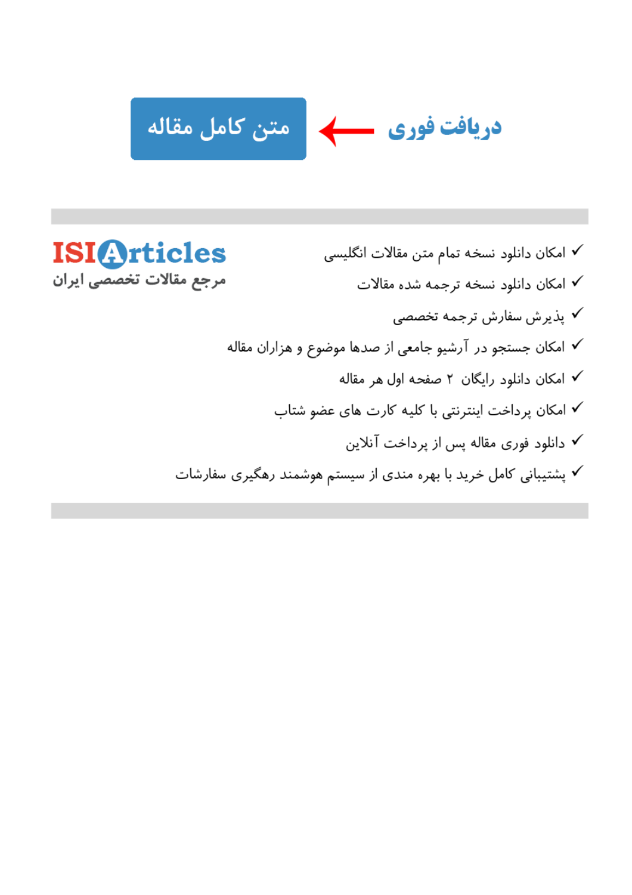دریافت فوری ← متن کامل مقاله

ISIArticles
مرجع مقالات تخصصی ایران

- ✓ امکان دانلود نسخه تمام متن مقالات انگلیسی
- ✓ امکان دانلود نسخه ترجمه شده مقالات
- ✓ پذیرش سفارش ترجمه تخصصی
- ✓ امکان جستجو در آرشیو جامعی از صدها موضوع و هزاران مقاله
- ✓ امکان دانلود رایگان ۲ صفحه اول هر مقاله
- ✓ امکان پرداخت اینترنتی با کلیه کارت های عضو شتاب
- ✓ دانلود فوری مقاله پس از پرداخت آنلاین
- ✓ پشتیبانی کامل خرید با بهره مندی از سیستم هوشمند رهگیری سفارشات